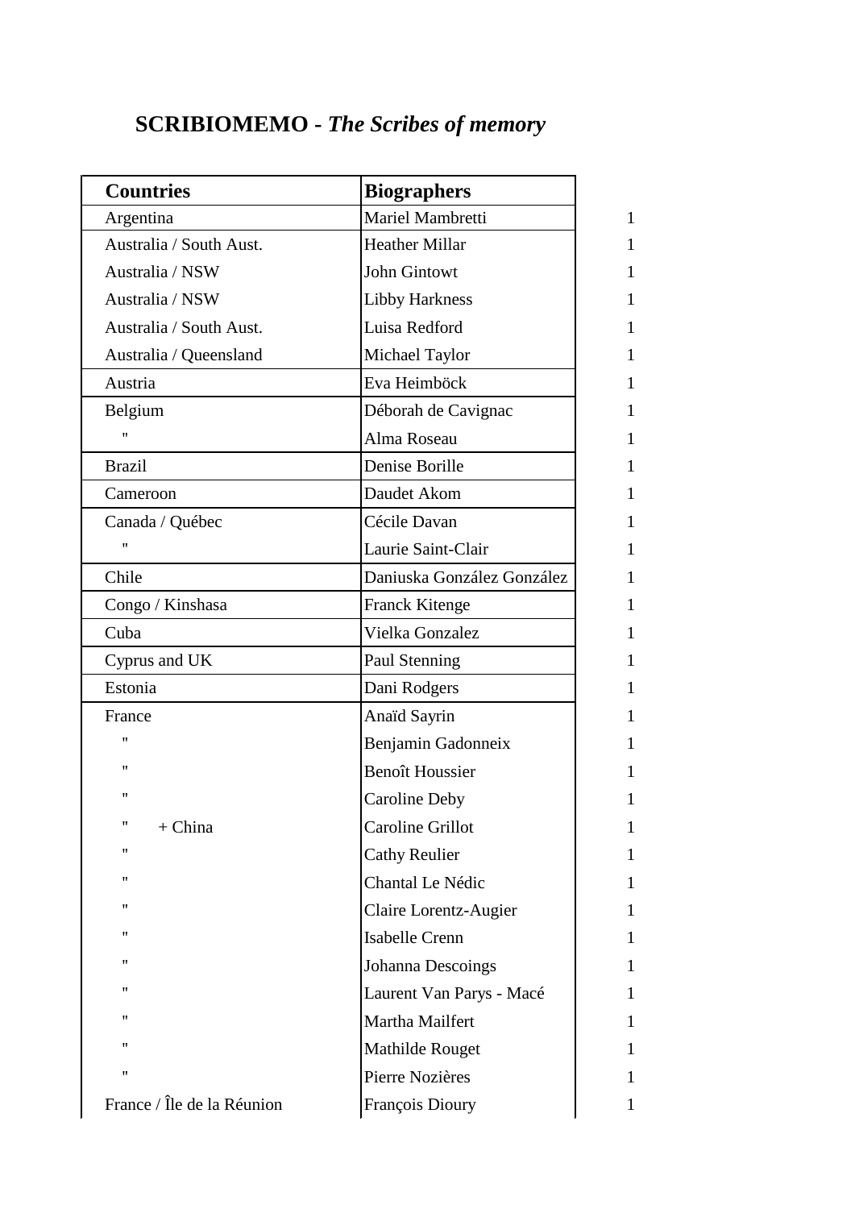# **SCRIBIOMEMO -** ***The Scribes of memory***

| Countries | Biographers | |
|---|---|---|
| Argentina | Mariel Mambretti | 1 |
| Australia / South Aust. | Heather Millar | 1 |
| Australia / NSW | John Gintowt | 1 |
| Australia / NSW | Libby Harkness | 1 |
| Australia / South Aust. | Luisa Redford | 1 |
| Australia / Queensland | Michael Taylor | 1 |
| Austria | Eva Heimböck | 1 |
| Belgium | Déborah de Cavignac | 1 |
| " | Alma Roseau | 1 |
| Brazil | Denise Borille | 1 |
| Cameroon | Daudet Akom | 1 |
| Canada / Québec | Cécile Davan | 1 |
| " | Laurie Saint-Clair | 1 |
| Chile | Daniuska González González | 1 |
| Congo / Kinshasa | Franck Kitenge | 1 |
| Cuba | Vielka Gonzalez | 1 |
| Cyprus and UK | Paul Stenning | 1 |
| Estonia | Dani Rodgers | 1 |
| France | Anaïd Sayrin | 1 |
| " | Benjamin Gadonneix | 1 |
| " | Benoît Houssier | 1 |
| " | Caroline Deby | 1 |
| " + China | Caroline Grillot | 1 |
| " | Cathy Reulier | 1 |
| " | Chantal Le Nédic | 1 |
| " | Claire Lorentz-Augier | 1 |
| " | Isabelle Crenn | 1 |
| " | Johanna Descoings | 1 |
| " | Laurent Van Parys - Macé | 1 |
| " | Martha Mailfert | 1 |
| " | Mathilde Rouget | 1 |
| " | Pierre Nozières | 1 |
| France / Île de la Réunion | François Dioury | 1 |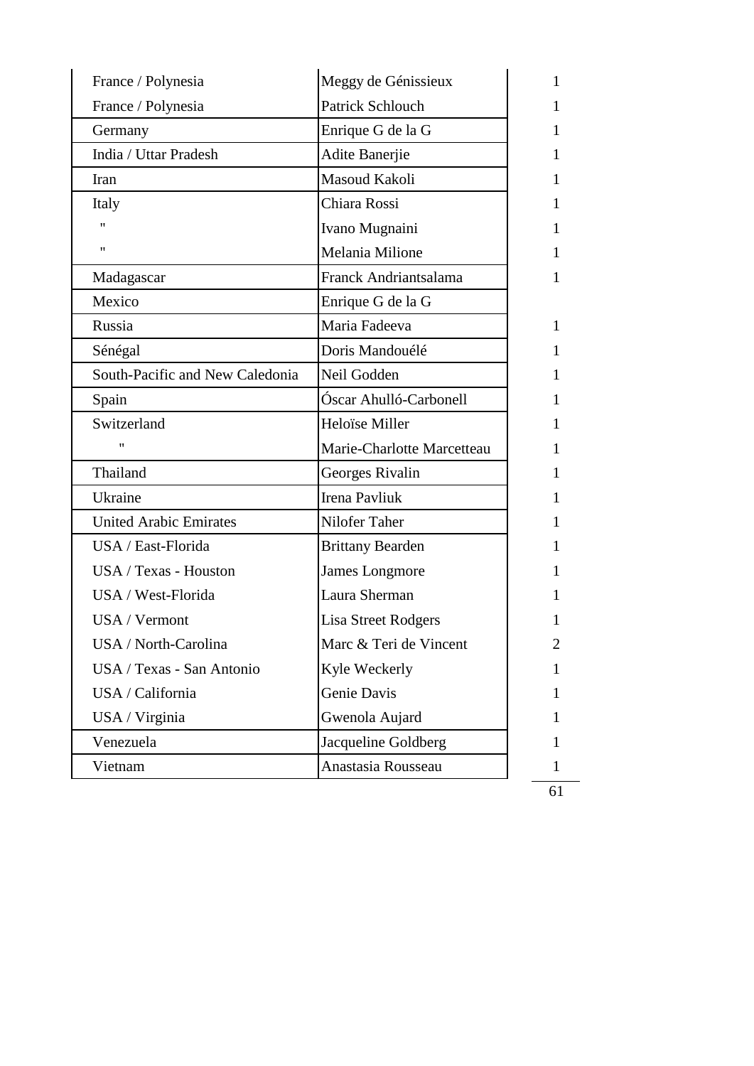| | | |
|---|---|---|
| France / Polynesia | Meggy de Génissieux | 1 |
| France / Polynesia | Patrick Schlouch | 1 |
| Germany | Enrique G de la G | 1 |
| India / Uttar Pradesh | Adite Banerjie | 1 |
| Iran | Masoud Kakoli | 1 |
| Italy | Chiara Rossi | 1 |
| " | Ivano Mugnaini | 1 |
| " | Melania Milione | 1 |
| Madagascar | Franck Andriantsalama | 1 |
| Mexico | Enrique G de la G | |
| Russia | Maria Fadeeva | 1 |
| Sénégal | Doris Mandouélé | 1 |
| South-Pacific and New Caledonia | Neil Godden | 1 |
| Spain | Óscar Ahulló-Carbonell | 1 |
| Switzerland | Heloïse Miller | 1 |
| " | Marie-Charlotte Marcetteau | 1 |
| Thailand | Georges Rivalin | 1 |
| Ukraine | Irena Pavliuk | 1 |
| United Arabic Emirates | Nilofer Taher | 1 |
| USA / East-Florida | Brittany Bearden | 1 |
| USA / Texas - Houston | James Longmore | 1 |
| USA / West-Florida | Laura Sherman | 1 |
| USA / Vermont | Lisa Street Rodgers | 1 |
| USA / North-Carolina | Marc & Teri de Vincent | 2 |
| USA / Texas - San Antonio | Kyle Weckerly | 1 |
| USA / California | Genie Davis | 1 |
| USA / Virginia | Gwenola Aujard | 1 |
| Venezuela | Jacqueline Goldberg | 1 |
| Vietnam | Anastasia Rousseau | 1 |
| | | 61 |